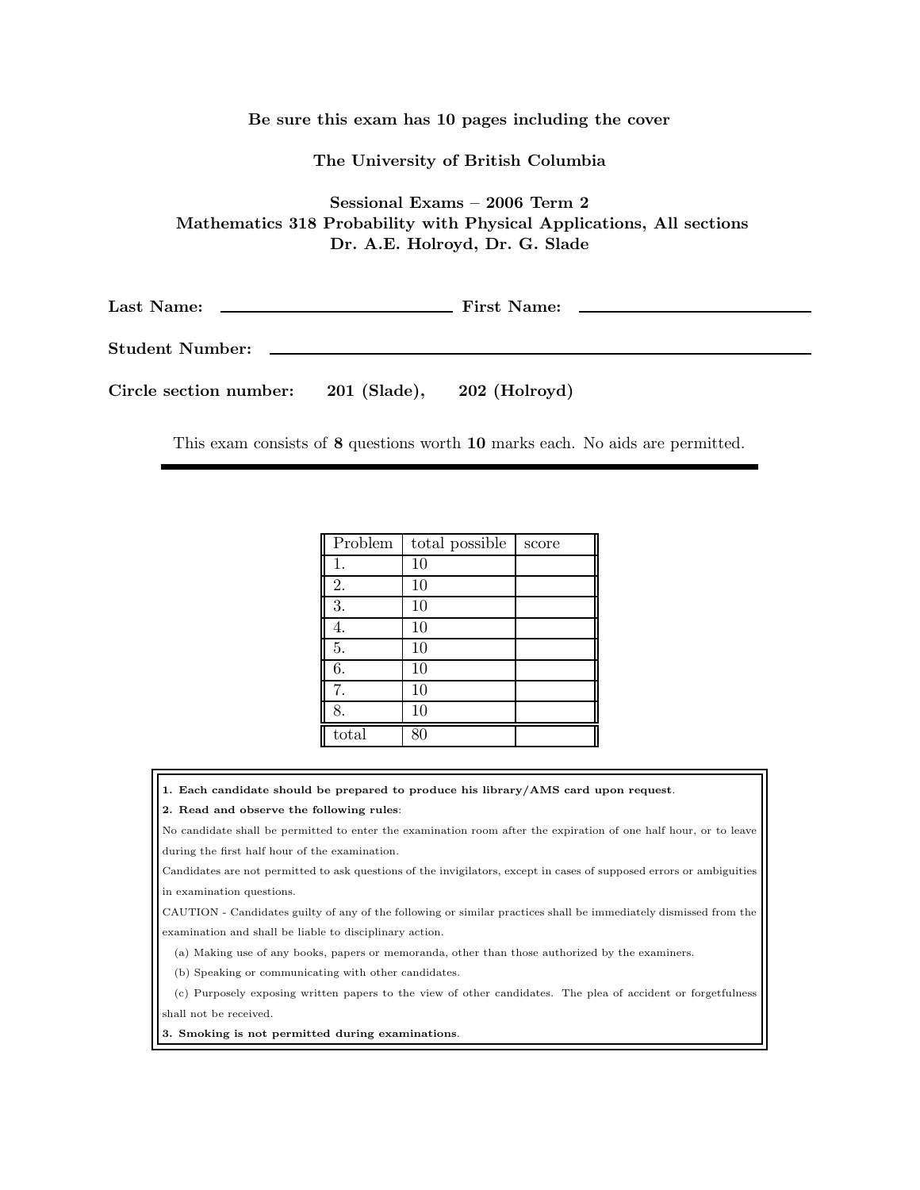**Be sure this exam has 10 pages including the cover**

**The University of British Columbia**

**Sessional Exams – 2006 Term 2**
**Mathematics 318 Probability with Physical Applications, All sections**
**Dr. A.E. Holroyd, Dr. G. Slade**

**Last Name:** ______________________ **First Name:** ______________________

**Student Number:** ____________________________________________

**Circle section number:** **201 (Slade),** **202 (Holroyd)**

This exam consists of **8** questions worth **10** marks each. No aids are permitted.

| Problem | total possible | score |
|---|---|---|
| 1. | 10 | |
| 2. | 10 | |
| 3. | 10 | |
| 4. | 10 | |
| 5. | 10 | |
| 6. | 10 | |
| 7. | 10 | |
| 8. | 10 | |
| total | 80 | |

**1. Each candidate should be prepared to produce his library/AMS card upon request.**

**2. Read and observe the following rules:**

No candidate shall be permitted to enter the examination room after the expiration of one half hour, or to leave during the first half hour of the examination.

Candidates are not permitted to ask questions of the invigilators, except in cases of supposed errors or ambiguities in examination questions.

CAUTION - Candidates guilty of any of the following or similar practices shall be immediately dismissed from the examination and shall be liable to disciplinary action.

(a) Making use of any books, papers or memoranda, other than those authorized by the examiners.

(b) Speaking or communicating with other candidates.

(c) Purposely exposing written papers to the view of other candidates. The plea of accident or forgetfulness shall not be received.

**3. Smoking is not permitted during examinations.**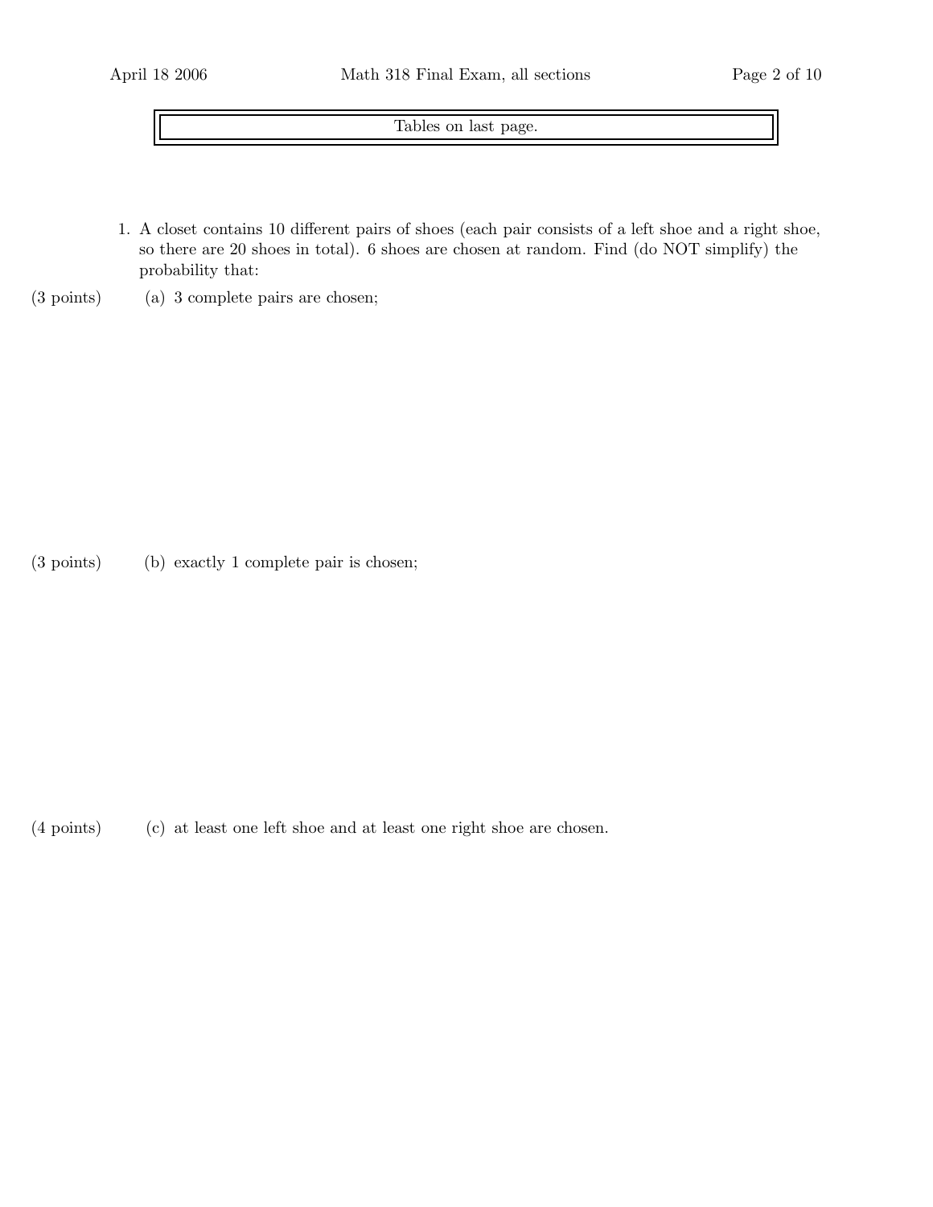Tables on last page.

1. A closet contains 10 different pairs of shoes (each pair consists of a left shoe and a right shoe, so there are 20 shoes in total). 6 shoes are chosen at random. Find (do NOT simplify) the probability that:

(3 points) (a) 3 complete pairs are chosen;

(3 points) (b) exactly 1 complete pair is chosen;

(4 points) (c) at least one left shoe and at least one right shoe are chosen.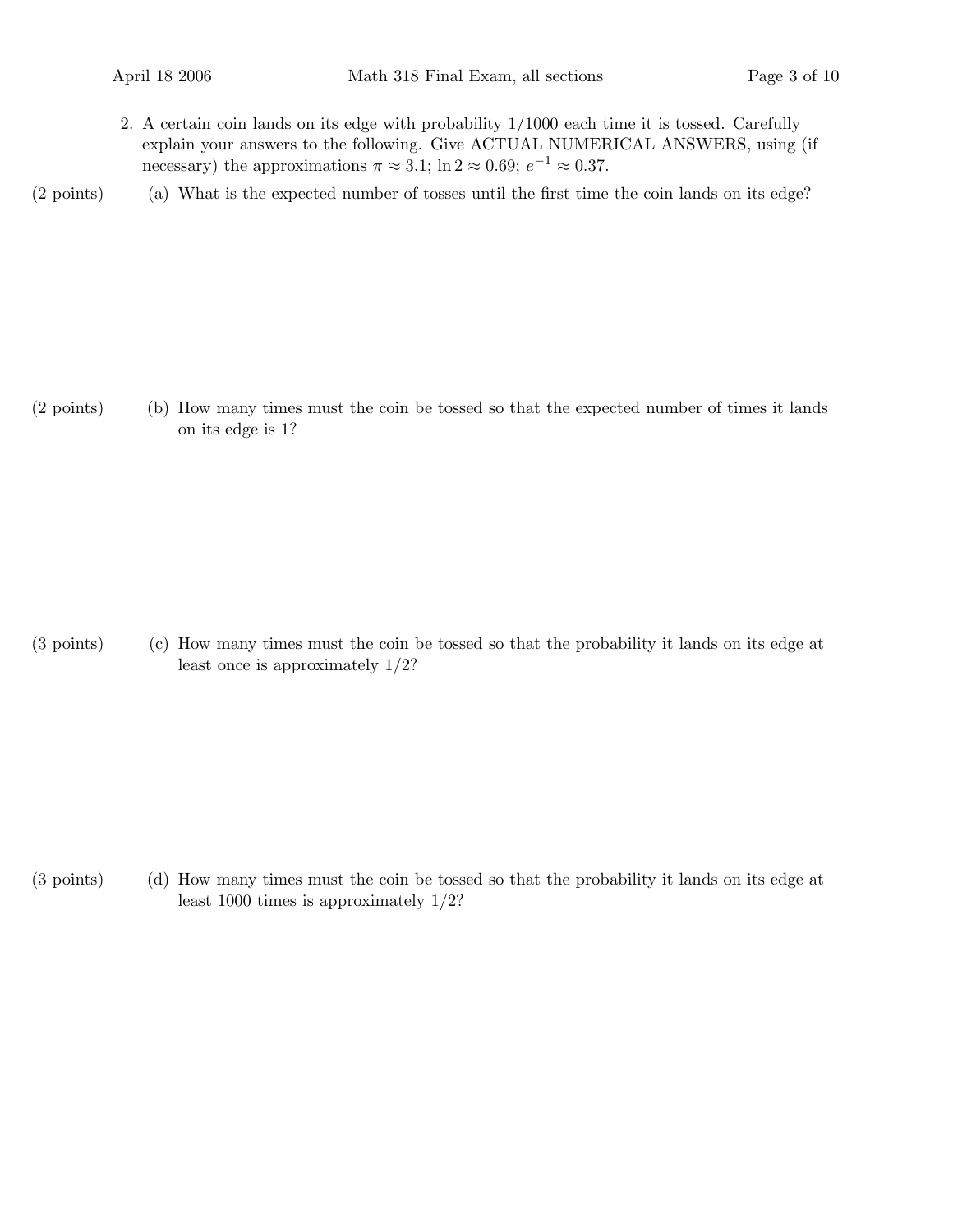2. A certain coin lands on its edge with probability 1/1000 each time it is tossed. Carefully explain your answers to the following. Give ACTUAL NUMERICAL ANSWERS, using (if necessary) the approximations $\pi \approx 3.1$; $\ln 2 \approx 0.69$; $e^{-1} \approx 0.37$.

(2 points) (a) What is the expected number of tosses until the first time the coin lands on its edge?

(2 points) (b) How many times must the coin be tossed so that the expected number of times it lands on its edge is 1?

(3 points) (c) How many times must the coin be tossed so that the probability it lands on its edge at least once is approximately 1/2?

(3 points) (d) How many times must the coin be tossed so that the probability it lands on its edge at least 1000 times is approximately 1/2?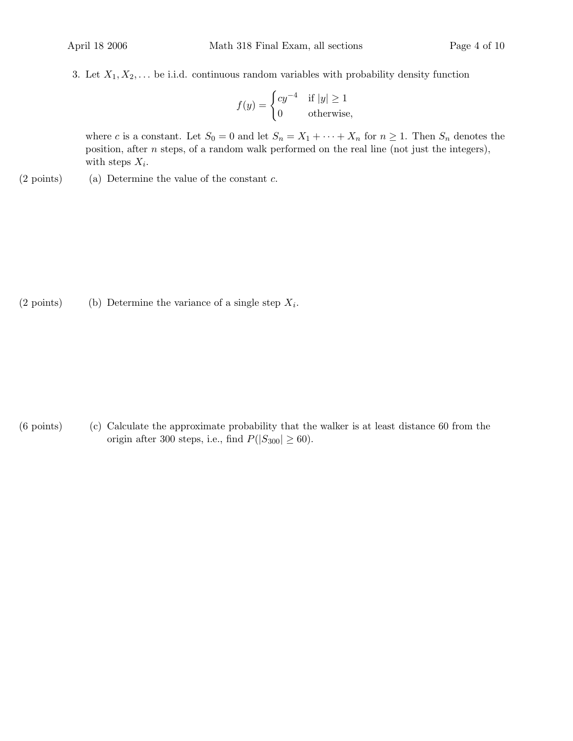3. Let $X_1, X_2, \ldots$ be i.i.d. continuous random variables with probability density function

$$f(y) = \begin{cases} cy^{-4} & \text{if } |y| \geq 1 \\ 0 & \text{otherwise,} \end{cases}$$

where $c$ is a constant. Let $S_0 = 0$ and let $S_n = X_1 + \cdots + X_n$ for $n \geq 1$. Then $S_n$ denotes the position, after $n$ steps, of a random walk performed on the real line (not just the integers), with steps $X_i$.

(2 points) (a) Determine the value of the constant $c$.

(2 points) (b) Determine the variance of a single step $X_i$.

(6 points) (c) Calculate the approximate probability that the walker is at least distance 60 from the origin after 300 steps, i.e., find $P(|S_{300}| \geq 60)$.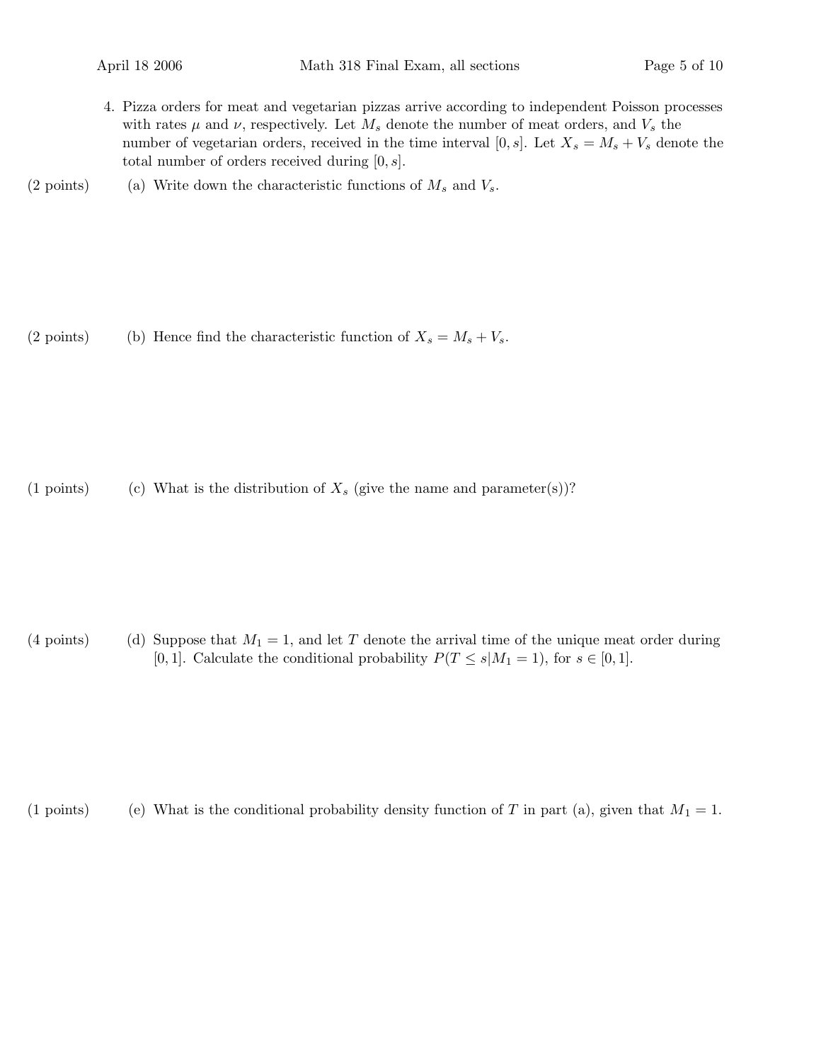4. Pizza orders for meat and vegetarian pizzas arrive according to independent Poisson processes with rates $\mu$ and $\nu$, respectively. Let $M_s$ denote the number of meat orders, and $V_s$ the number of vegetarian orders, received in the time interval $[0, s]$. Let $X_s = M_s + V_s$ denote the total number of orders received during $[0, s]$.

(2 points) (a) Write down the characteristic functions of $M_s$ and $V_s$.

(2 points) (b) Hence find the characteristic function of $X_s = M_s + V_s$.

(1 points) (c) What is the distribution of $X_s$ (give the name and parameter(s))?

(4 points) (d) Suppose that $M_1 = 1$, and let $T$ denote the arrival time of the unique meat order during $[0, 1]$. Calculate the conditional probability $P(T \leq s | M_1 = 1)$, for $s \in [0, 1]$.

(1 points) (e) What is the conditional probability density function of $T$ in part (a), given that $M_1 = 1$.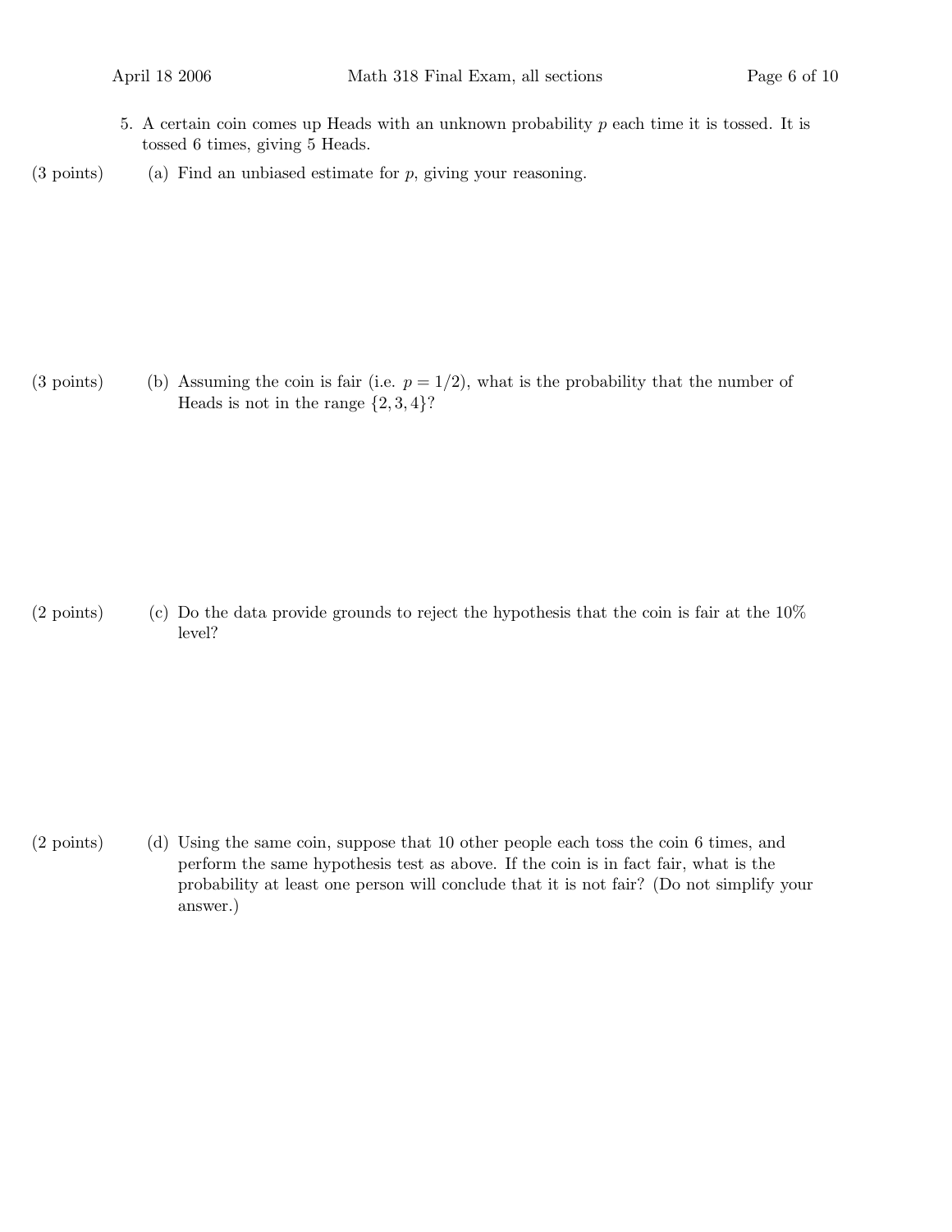5. A certain coin comes up Heads with an unknown probability $p$ each time it is tossed. It is tossed 6 times, giving 5 Heads.

(3 points) (a) Find an unbiased estimate for $p$, giving your reasoning.

(3 points) (b) Assuming the coin is fair (i.e. $p = 1/2$), what is the probability that the number of Heads is not in the range $\{2, 3, 4\}$?

(2 points) (c) Do the data provide grounds to reject the hypothesis that the coin is fair at the 10% level?

(2 points) (d) Using the same coin, suppose that 10 other people each toss the coin 6 times, and perform the same hypothesis test as above. If the coin is in fact fair, what is the probability at least one person will conclude that it is not fair? (Do not simplify your answer.)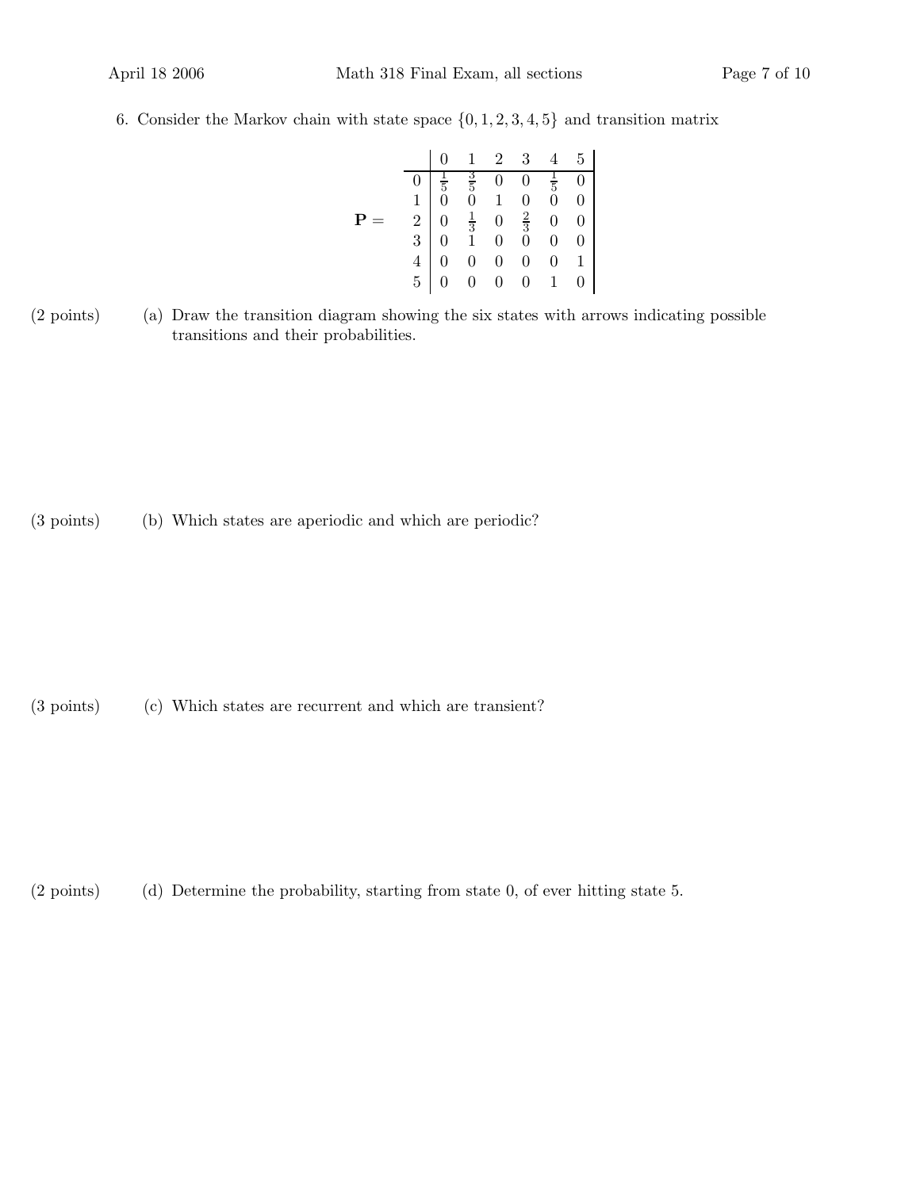6. Consider the Markov chain with state space $\{0, 1, 2, 3, 4, 5\}$ and transition matrix

$$
\mathbf{P} = \begin{array}{c|cccccc}
 & 0 & 1 & 2 & 3 & 4 & 5 \\
\hline
0 & \frac{1}{5} & \frac{3}{5} & 0 & 0 & \frac{1}{5} & 0 \\
1 & 0 & 0 & 1 & 0 & 0 & 0 \\
2 & 0 & \frac{1}{3} & 0 & \frac{2}{3} & 0 & 0 \\
3 & 0 & 1 & 0 & 0 & 0 & 0 \\
4 & 0 & 0 & 0 & 0 & 0 & 1 \\
5 & 0 & 0 & 0 & 0 & 1 & 0
\end{array}
$$

(2 points) (a) Draw the transition diagram showing the six states with arrows indicating possible transitions and their probabilities.

(3 points) (b) Which states are aperiodic and which are periodic?

(3 points) (c) Which states are recurrent and which are transient?

(2 points) (d) Determine the probability, starting from state 0, of ever hitting state 5.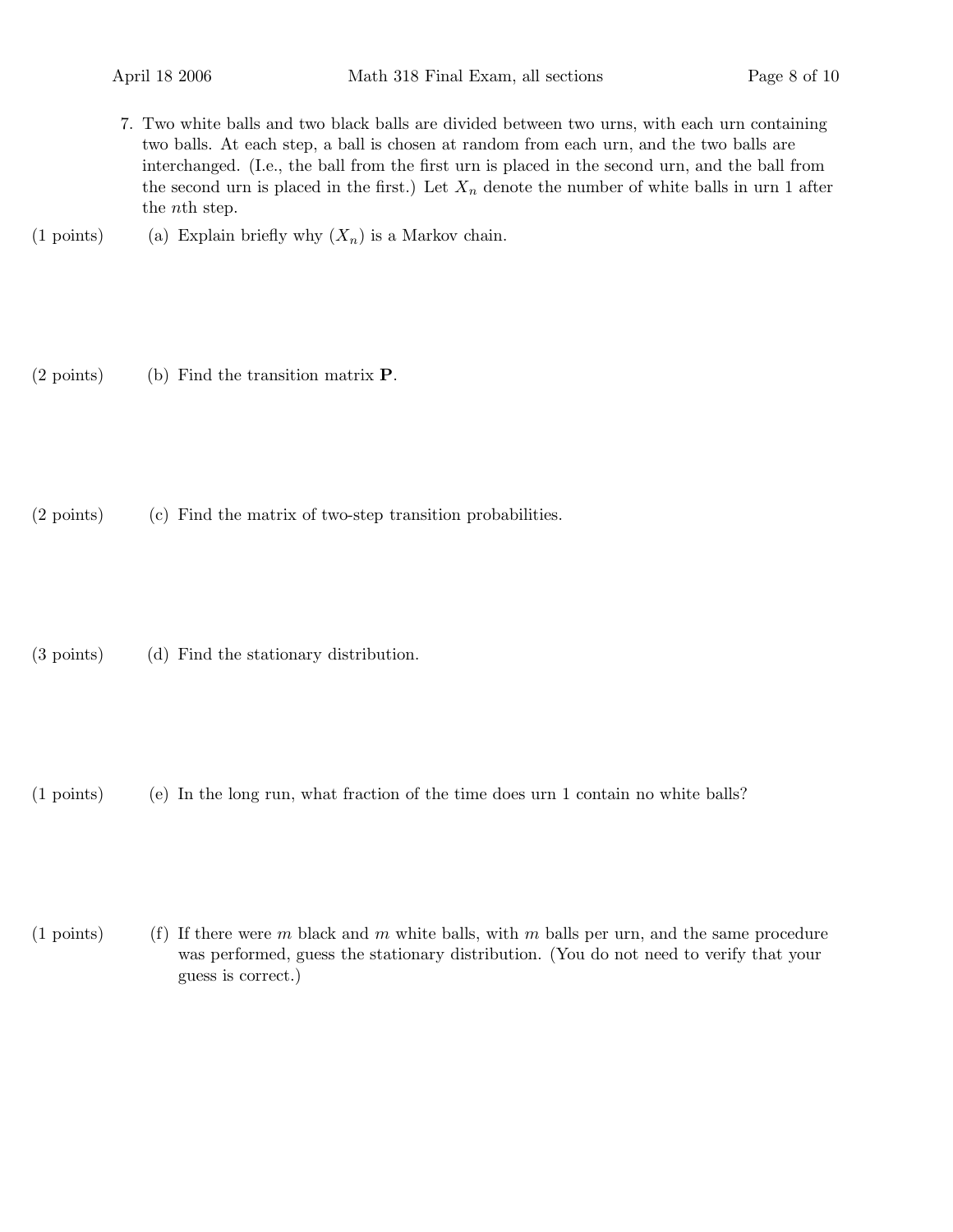7. Two white balls and two black balls are divided between two urns, with each urn containing two balls. At each step, a ball is chosen at random from each urn, and the two balls are interchanged. (I.e., the ball from the first urn is placed in the second urn, and the ball from the second urn is placed in the first.) Let $X_n$ denote the number of white balls in urn 1 after the $n$th step.

(1 points) (a) Explain briefly why $(X_n)$ is a Markov chain.

(2 points) (b) Find the transition matrix $\mathbf{P}$.

(2 points) (c) Find the matrix of two-step transition probabilities.

(3 points) (d) Find the stationary distribution.

(1 points) (e) In the long run, what fraction of the time does urn 1 contain no white balls?

(1 points) (f) If there were $m$ black and $m$ white balls, with $m$ balls per urn, and the same procedure was performed, guess the stationary distribution. (You do not need to verify that your guess is correct.)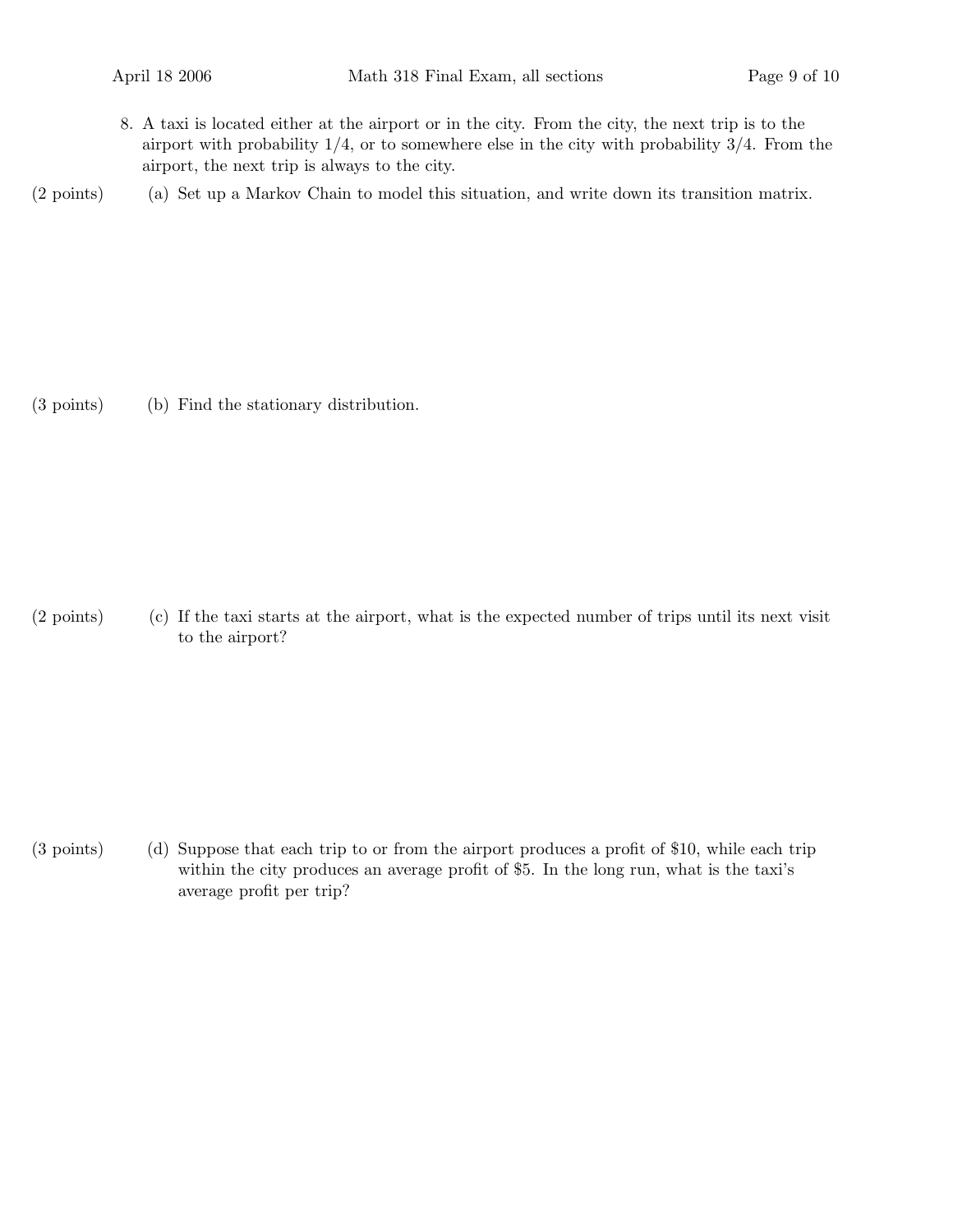8. A taxi is located either at the airport or in the city. From the city, the next trip is to the airport with probability $1/4$, or to somewhere else in the city with probability $3/4$. From the airport, the next trip is always to the city.

(2 points) (a) Set up a Markov Chain to model this situation, and write down its transition matrix.

(3 points) (b) Find the stationary distribution.

(2 points) (c) If the taxi starts at the airport, what is the expected number of trips until its next visit to the airport?

(3 points) (d) Suppose that each trip to or from the airport produces a profit of \$10, while each trip within the city produces an average profit of \$5. In the long run, what is the taxi's average profit per trip?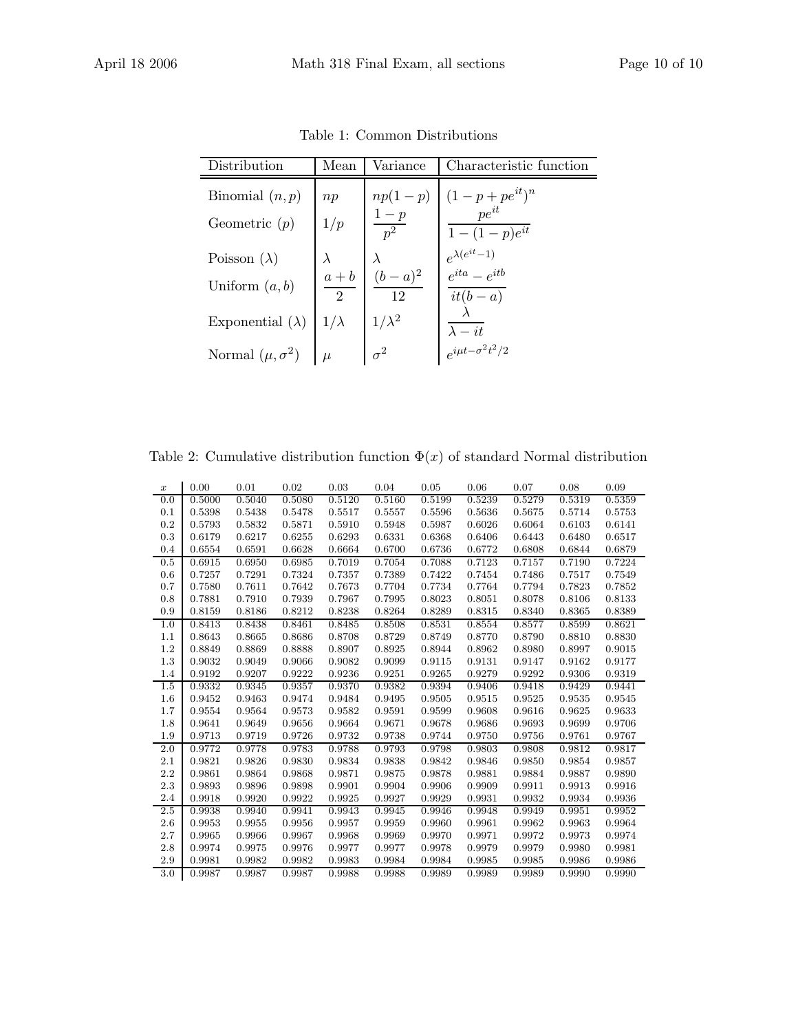Table 1: Common Distributions

| Distribution | Mean | Variance | Characteristic function |
|---|---|---|---|
| Binomial $(n, p)$ | $np$ | $np(1-p)$ | $(1-p+pe^{it})^n$ |
| Geometric $(p)$ | $1/p$ | $\frac{1-p}{p^2}$ | $\frac{pe^{it}}{1-(1-p)e^{it}}$ |
| Poisson $(\lambda)$ | $\lambda$ | $\lambda$ | $e^{\lambda(e^{it}-1)}$ |
| Uniform $(a, b)$ | $\frac{a+b}{2}$ | $\frac{(b-a)^2}{12}$ | $\frac{e^{ita}-e^{itb}}{it(b-a)}$ |
| Exponential $(\lambda)$ | $1/\lambda$ | $1/\lambda^2$ | $\frac{\lambda}{\lambda - it}$ |
| Normal $(\mu, \sigma^2)$ | $\mu$ | $\sigma^2$ | $e^{i\mu t - \sigma^2 t^2/2}$ |

Table 2: Cumulative distribution function $\Phi(x)$ of standard Normal distribution

| $x$ | 0.00 | 0.01 | 0.02 | 0.03 | 0.04 | 0.05 | 0.06 | 0.07 | 0.08 | 0.09 |
|---|---|---|---|---|---|---|---|---|---|---|
| 0.0 | 0.5000 | 0.5040 | 0.5080 | 0.5120 | 0.5160 | 0.5199 | 0.5239 | 0.5279 | 0.5319 | 0.5359 |
| 0.1 | 0.5398 | 0.5438 | 0.5478 | 0.5517 | 0.5557 | 0.5596 | 0.5636 | 0.5675 | 0.5714 | 0.5753 |
| 0.2 | 0.5793 | 0.5832 | 0.5871 | 0.5910 | 0.5948 | 0.5987 | 0.6026 | 0.6064 | 0.6103 | 0.6141 |
| 0.3 | 0.6179 | 0.6217 | 0.6255 | 0.6293 | 0.6331 | 0.6368 | 0.6406 | 0.6443 | 0.6480 | 0.6517 |
| 0.4 | 0.6554 | 0.6591 | 0.6628 | 0.6664 | 0.6700 | 0.6736 | 0.6772 | 0.6808 | 0.6844 | 0.6879 |
| 0.5 | 0.6915 | 0.6950 | 0.6985 | 0.7019 | 0.7054 | 0.7088 | 0.7123 | 0.7157 | 0.7190 | 0.7224 |
| 0.6 | 0.7257 | 0.7291 | 0.7324 | 0.7357 | 0.7389 | 0.7422 | 0.7454 | 0.7486 | 0.7517 | 0.7549 |
| 0.7 | 0.7580 | 0.7611 | 0.7642 | 0.7673 | 0.7704 | 0.7734 | 0.7764 | 0.7794 | 0.7823 | 0.7852 |
| 0.8 | 0.7881 | 0.7910 | 0.7939 | 0.7967 | 0.7995 | 0.8023 | 0.8051 | 0.8078 | 0.8106 | 0.8133 |
| 0.9 | 0.8159 | 0.8186 | 0.8212 | 0.8238 | 0.8264 | 0.8289 | 0.8315 | 0.8340 | 0.8365 | 0.8389 |
| 1.0 | 0.8413 | 0.8438 | 0.8461 | 0.8485 | 0.8508 | 0.8531 | 0.8554 | 0.8577 | 0.8599 | 0.8621 |
| 1.1 | 0.8643 | 0.8665 | 0.8686 | 0.8708 | 0.8729 | 0.8749 | 0.8770 | 0.8790 | 0.8810 | 0.8830 |
| 1.2 | 0.8849 | 0.8869 | 0.8888 | 0.8907 | 0.8925 | 0.8944 | 0.8962 | 0.8980 | 0.8997 | 0.9015 |
| 1.3 | 0.9032 | 0.9049 | 0.9066 | 0.9082 | 0.9099 | 0.9115 | 0.9131 | 0.9147 | 0.9162 | 0.9177 |
| 1.4 | 0.9192 | 0.9207 | 0.9222 | 0.9236 | 0.9251 | 0.9265 | 0.9279 | 0.9292 | 0.9306 | 0.9319 |
| 1.5 | 0.9332 | 0.9345 | 0.9357 | 0.9370 | 0.9382 | 0.9394 | 0.9406 | 0.9418 | 0.9429 | 0.9441 |
| 1.6 | 0.9452 | 0.9463 | 0.9474 | 0.9484 | 0.9495 | 0.9505 | 0.9515 | 0.9525 | 0.9535 | 0.9545 |
| 1.7 | 0.9554 | 0.9564 | 0.9573 | 0.9582 | 0.9591 | 0.9599 | 0.9608 | 0.9616 | 0.9625 | 0.9633 |
| 1.8 | 0.9641 | 0.9649 | 0.9656 | 0.9664 | 0.9671 | 0.9678 | 0.9686 | 0.9693 | 0.9699 | 0.9706 |
| 1.9 | 0.9713 | 0.9719 | 0.9726 | 0.9732 | 0.9738 | 0.9744 | 0.9750 | 0.9756 | 0.9761 | 0.9767 |
| 2.0 | 0.9772 | 0.9778 | 0.9783 | 0.9788 | 0.9793 | 0.9798 | 0.9803 | 0.9808 | 0.9812 | 0.9817 |
| 2.1 | 0.9821 | 0.9826 | 0.9830 | 0.9834 | 0.9838 | 0.9842 | 0.9846 | 0.9850 | 0.9854 | 0.9857 |
| 2.2 | 0.9861 | 0.9864 | 0.9868 | 0.9871 | 0.9875 | 0.9878 | 0.9881 | 0.9884 | 0.9887 | 0.9890 |
| 2.3 | 0.9893 | 0.9896 | 0.9898 | 0.9901 | 0.9904 | 0.9906 | 0.9909 | 0.9911 | 0.9913 | 0.9916 |
| 2.4 | 0.9918 | 0.9920 | 0.9922 | 0.9925 | 0.9927 | 0.9929 | 0.9931 | 0.9932 | 0.9934 | 0.9936 |
| 2.5 | 0.9938 | 0.9940 | 0.9941 | 0.9943 | 0.9945 | 0.9946 | 0.9948 | 0.9949 | 0.9951 | 0.9952 |
| 2.6 | 0.9953 | 0.9955 | 0.9956 | 0.9957 | 0.9959 | 0.9960 | 0.9961 | 0.9962 | 0.9963 | 0.9964 |
| 2.7 | 0.9965 | 0.9966 | 0.9967 | 0.9968 | 0.9969 | 0.9970 | 0.9971 | 0.9972 | 0.9973 | 0.9974 |
| 2.8 | 0.9974 | 0.9975 | 0.9976 | 0.9977 | 0.9977 | 0.9978 | 0.9979 | 0.9979 | 0.9980 | 0.9981 |
| 2.9 | 0.9981 | 0.9982 | 0.9982 | 0.9983 | 0.9984 | 0.9984 | 0.9985 | 0.9985 | 0.9986 | 0.9986 |
| 3.0 | 0.9987 | 0.9987 | 0.9987 | 0.9988 | 0.9988 | 0.9989 | 0.9989 | 0.9989 | 0.9990 | 0.9990 |